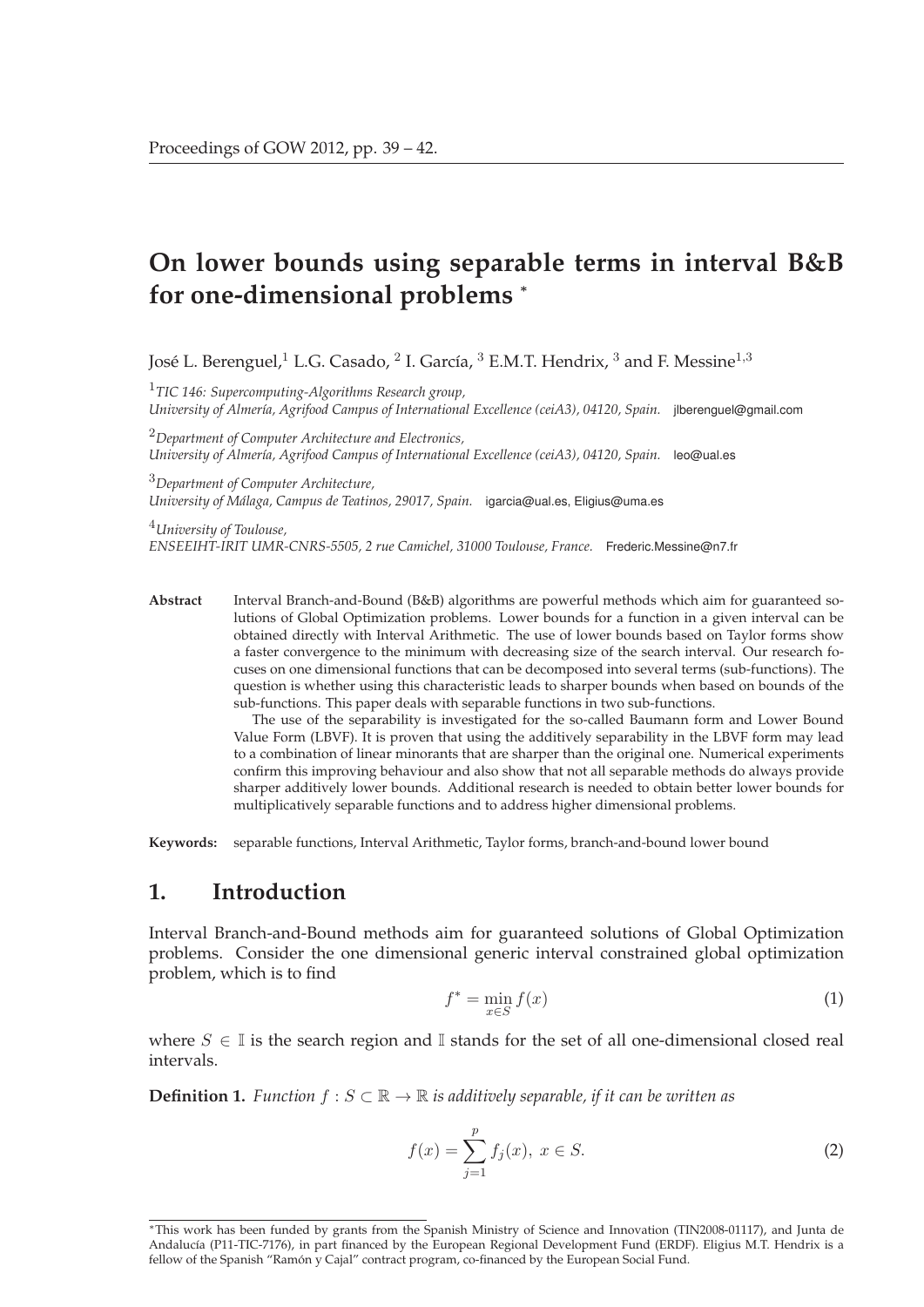# On lower bounds using separable terms in interval B&B for one-dimensional problems *

José L. Berenguel,[1] L.G. Casado, [2] I. García, [3] E.M.T. Hendrix, [3] and F. Messine[1,3]

[1] *TIC 146: Supercomputing-Algorithms Research group,*
*University of Almería, Agrifood Campus of International Excellence (ceiA3), 04120, Spain.* jlberenguel@gmail.com

[2] *Department of Computer Architecture and Electronics,*
*University of Almería, Agrifood Campus of International Excellence (ceiA3), 04120, Spain.* leo@ual.es

[3] *Department of Computer Architecture,*
*University of Málaga, Campus de Teatinos, 29017, Spain.* igarcia@ual.es, Eligius@uma.es

[4] *University of Toulouse,*
*ENSEEIHT-IRIT UMR-CNRS-5505, 2 rue Camichel, 31000 Toulouse, France.* Frederic.Messine@n7.fr

**Abstract** Interval Branch-and-Bound (B&B) algorithms are powerful methods which aim for guaranteed solutions of Global Optimization problems. Lower bounds for a function in a given interval can be obtained directly with Interval Arithmetic. The use of lower bounds based on Taylor forms show a faster convergence to the minimum with decreasing size of the search interval. Our research focuses on one dimensional functions that can be decomposed into several terms (sub-functions). The question is whether using this characteristic leads to sharper bounds when based on bounds of the sub-functions. This paper deals with separable functions in two sub-functions.

The use of the separability is investigated for the so-called Baumann form and Lower Bound Value Form (LBVF). It is proven that using the additively separability in the LBVF form may lead to a combination of linear minorants that are sharper than the original one. Numerical experiments confirm this improving behaviour and also show that not all separable methods do always provide sharper additively lower bounds. Additional research is needed to obtain better lower bounds for multiplicatively separable functions and to address higher dimensional problems.

**Keywords:** separable functions, Interval Arithmetic, Taylor forms, branch-and-bound lower bound

## 1. Introduction

Interval Branch-and-Bound methods aim for guaranteed solutions of Global Optimization problems. Consider the one dimensional generic interval constrained global optimization problem, which is to find

$$f^* = \min_{x \in S} f(x) \tag{1}$$

where $S \in \mathbb{I}$ is the search region and $\mathbb{I}$ stands for the set of all one-dimensional closed real intervals.

**Definition 1.** *Function $f : S \subset \mathbb{R} \to \mathbb{R}$ is additively separable, if it can be written as*

$$f(x) = \sum_{j=1}^{p} f_j(x), \; x \in S. \tag{2}$$

*This work has been funded by grants from the Spanish Ministry of Science and Innovation (TIN2008-01117), and Junta de Andalucía (P11-TIC-7176), in part financed by the European Regional Development Fund (ERDF). Eligius M.T. Hendrix is a fellow of the Spanish "Ramón y Cajal" contract program, co-financed by the European Social Fund.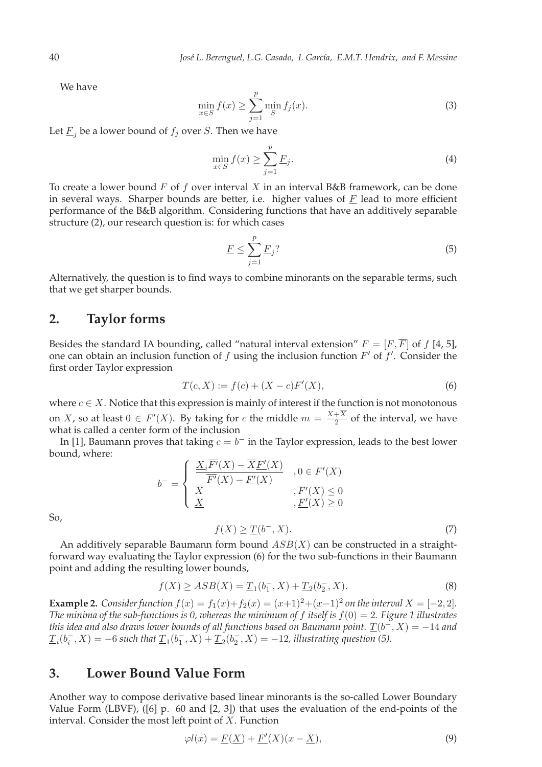We have

$$\min_{x \in S} f(x) \geq \sum_{j=1}^{p} \min_{S} f_j(x). \tag{3}$$

Let $\underline{F}_j$ be a lower bound of $f_j$ over $S$. Then we have

$$\min_{x \in S} f(x) \geq \sum_{j=1}^{p} \underline{F}_j. \tag{4}$$

To create a lower bound $\underline{F}$ of $f$ over interval $X$ in an interval B&B framework, can be done in several ways. Sharper bounds are better, i.e. higher values of $\underline{F}$ lead to more efficient performance of the B&B algorithm. Considering functions that have an additively separable structure (2), our research question is: for which cases

$$\underline{F} \leq \sum_{j=1}^{p} \underline{F}_j? \tag{5}$$

Alternatively, the question is to find ways to combine minorants on the separable terms, such that we get sharper bounds.

## 2. Taylor forms

Besides the standard IA bounding, called "natural interval extension" $F = [\underline{F}, \overline{F}]$ of $f$ [4, 5], one can obtain an inclusion function of $f$ using the inclusion function $F'$ of $f'$. Consider the first order Taylor expression

$$T(c, X) := f(c) + (X - c)F'(X), \tag{6}$$

where $c \in X$. Notice that this expression is mainly of interest if the function is not monotonous on $X$, so at least $0 \in F'(X)$. By taking for $c$ the middle $m = \frac{\underline{X}+\overline{X}}{2}$ of the interval, we have what is called a center form of the inclusion

In [1], Baumann proves that taking $c = b^-$ in the Taylor expression, leads to the best lower bound, where:

$$b^- = \begin{cases} \dfrac{\underline{X}_i\overline{F'}(X) - \overline{X}\underline{F'}(X)}{\overline{F'}(X) - \underline{F'}(X)} & , 0 \in F'(X) \\ \overline{X} & , \overline{F'}(X) \leq 0 \\ \underline{X} & , \underline{F'}(X) \geq 0 \end{cases}$$

So,

$$f(X) \geq \underline{T}(b^-, X). \tag{7}$$

An additively separable Baumann form bound $ASB(X)$ can be constructed in a straightforward way evaluating the Taylor expression (6) for the two sub-functions in their Baumann point and adding the resulting lower bounds,

$$f(X) \geq ASB(X) = \underline{T}_1(b_1^-, X) + \underline{T}_2(b_2^-, X). \tag{8}$$

**Example 2.** *Consider function $f(x) = f_1(x)+f_2(x) = (x+1)^2+(x-1)^2$ on the interval $X = [-2, 2]$. The minima of the sub-functions is 0, whereas the minimum of $f$ itself is $f(0) = 2$. Figure 1 illustrates this idea and also draws lower bounds of all functions based on Baumann point. $\underline{T}(b^-, X) = -14$ and $\underline{T}_i(b_i^-, X) = -6$ such that $\underline{T}_1(b_1^-, X) + \underline{T}_2(b_2^-, X) = -12$, illustrating question (5).*

## 3. Lower Bound Value Form

Another way to compose derivative based linear minorants is the so-called Lower Boundary Value Form (LBVF), ([6] p. 60 and [2, 3]) that uses the evaluation of the end-points of the interval. Consider the most left point of $X$. Function

$$\varphi l(x) = \underline{F}(\underline{X}) + \underline{F'}(X)(x - \underline{X}), \tag{9}$$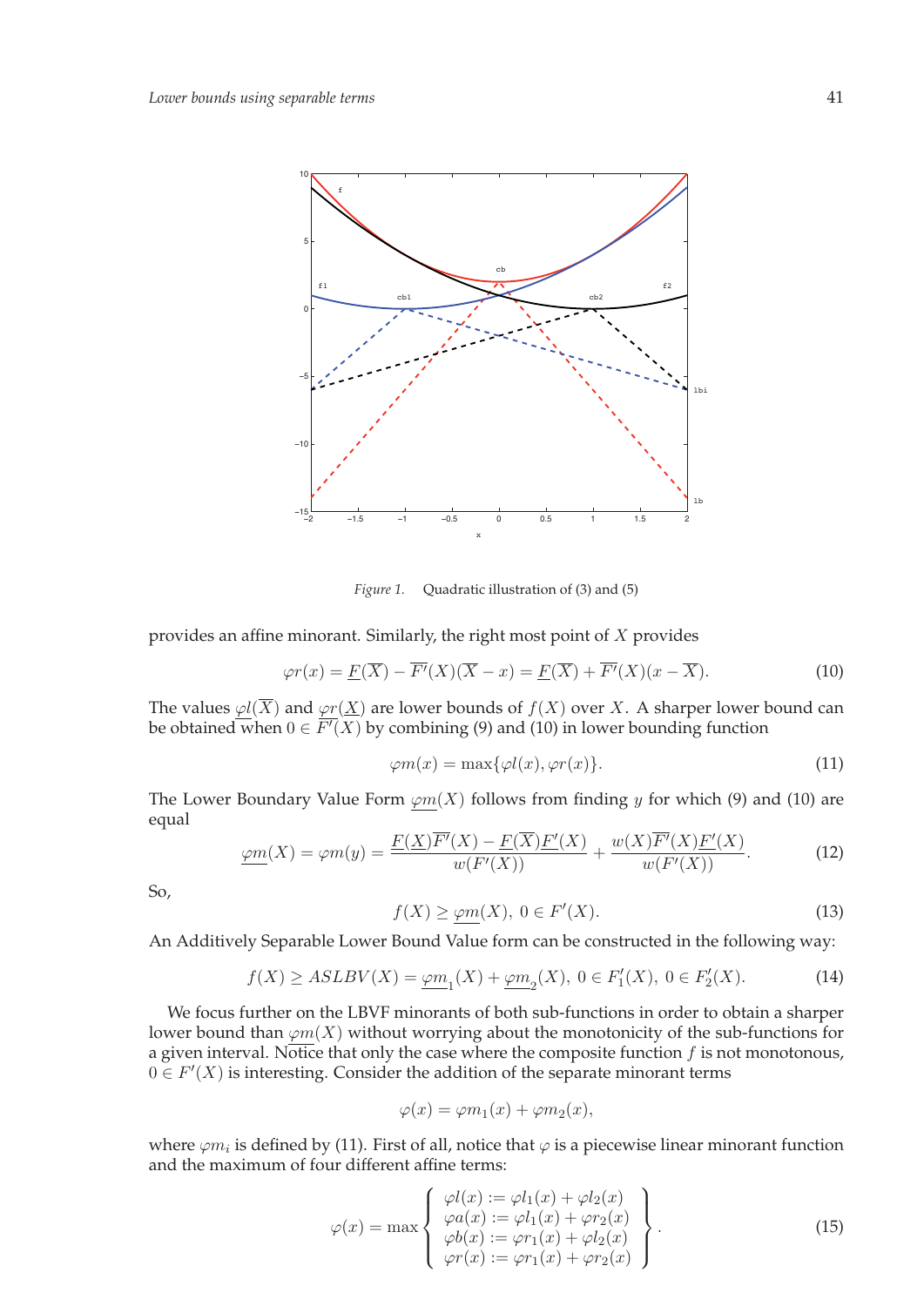*Figure 1.* Quadratic illustration of (3) and (5)

provides an affine minorant. Similarly, the right most point of $X$ provides

$$\varphi r(x) = \underline{F}(\overline{X}) - \overline{F'}(X)(\overline{X} - x) = \underline{F}(\overline{X}) + \overline{F'}(X)(x - \overline{X}). \tag{10}$$

The values $\underline{\varphi l}(\overline{X})$ and $\underline{\varphi r}(\underline{X})$ are lower bounds of $f(X)$ over $X$. A sharper lower bound can be obtained when $0 \in \overline{F'}(X)$ by combining (9) and (10) in lower bounding function

$$\varphi m(x) = \max\{\varphi l(x), \varphi r(x)\}. \tag{11}$$

The Lower Boundary Value Form $\underline{\varphi m}(X)$ follows from finding $y$ for which (9) and (10) are equal

$$\underline{\varphi m}(X) = \varphi m(y) = \frac{\underline{F}(\underline{X})\overline{F'}(X) - \underline{F}(\overline{X})\underline{F'}(X)}{w(F'(X))} + \frac{w(X)\overline{F'}(X)\underline{F'}(X)}{w(F'(X))}. \tag{12}$$

So,

$$f(X) \geq \underline{\varphi m}(X),\ 0 \in F'(X). \tag{13}$$

An Additively Separable Lower Bound Value form can be constructed in the following way:

$$f(X) \geq ASLBV(X) = \underline{\varphi m}_1(X) + \underline{\varphi m}_2(X),\ 0 \in F_1'(X),\ 0 \in F_2'(X). \tag{14}$$

We focus further on the LBVF minorants of both sub-functions in order to obtain a sharper lower bound than $\underline{\varphi m}(X)$ without worrying about the monotonicity of the sub-functions for a given interval. Notice that only the case where the composite function $f$ is not monotonous, $0 \in F'(X)$ is interesting. Consider the addition of the separate minorant terms

$$\varphi(x) = \varphi m_1(x) + \varphi m_2(x),$$

where $\varphi m_i$ is defined by (11). First of all, notice that $\varphi$ is a piecewise linear minorant function and the maximum of four different affine terms:

$$\varphi(x) = \max \left\{ \begin{array}{l} \varphi l(x) := \varphi l_1(x) + \varphi l_2(x) \\ \varphi a(x) := \varphi l_1(x) + \varphi r_2(x) \\ \varphi b(x) := \varphi r_1(x) + \varphi l_2(x) \\ \varphi r(x) := \varphi r_1(x) + \varphi r_2(x) \end{array} \right\}. \tag{15}$$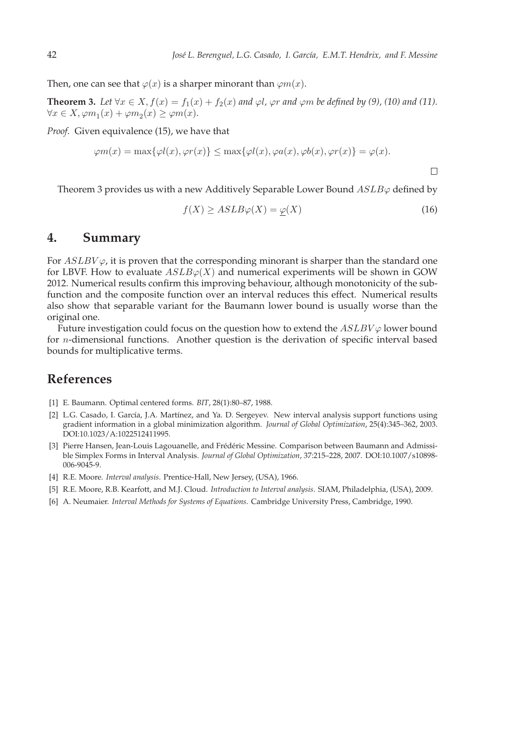Then, one can see that $\varphi(x)$ is a sharper minorant than $\varphi m(x)$.

**Theorem 3.** *Let* $\forall x \in X, f(x) = f_1(x) + f_2(x)$ *and* $\varphi l$*,* $\varphi r$ *and* $\varphi m$ *be defined by (9), (10) and (11).* $\forall x \in X, \varphi m_1(x) + \varphi m_2(x) \geq \varphi m(x)$*.*

*Proof.* Given equivalence (15), we have that

$$\varphi m(x) = \max\{\varphi l(x), \varphi r(x)\} \leq \max\{\varphi l(x), \varphi a(x), \varphi b(x), \varphi r(x)\} = \varphi(x).$$

□

Theorem 3 provides us with a new Additively Separable Lower Bound $ASLB\varphi$ defined by

$$f(X) \geq ASLB\varphi(X) = \underline{\varphi}(X) \tag{16}$$

## 4. Summary

For $ASLBV\varphi$, it is proven that the corresponding minorant is sharper than the standard one for LBVF. How to evaluate $ASLB\varphi(X)$ and numerical experiments will be shown in GOW 2012. Numerical results confirm this improving behaviour, although monotonicity of the subfunction and the composite function over an interval reduces this effect. Numerical results also show that separable variant for the Baumann lower bound is usually worse than the original one.

Future investigation could focus on the question how to extend the $ASLBV\varphi$ lower bound for $n$-dimensional functions. Another question is the derivation of specific interval based bounds for multiplicative terms.

## References

[1] E. Baumann. Optimal centered forms. *BIT*, 28(1):80–87, 1988.

[2] L.G. Casado, I. García, J.A. Martínez, and Ya. D. Sergeyev. New interval analysis support functions using gradient information in a global minimization algorithm. *Journal of Global Optimization*, 25(4):345–362, 2003. DOI:10.1023/A:1022512411995.

[3] Pierre Hansen, Jean-Louis Lagouanelle, and Frédéric Messine. Comparison between Baumann and Admissible Simplex Forms in Interval Analysis. *Journal of Global Optimization*, 37:215–228, 2007. DOI:10.1007/s10898-006-9045-9.

[4] R.E. Moore. *Interval analysis*. Prentice-Hall, New Jersey, (USA), 1966.

[5] R.E. Moore, R.B. Kearfott, and M.J. Cloud. *Introduction to Interval analysis*. SIAM, Philadelphia, (USA), 2009.

[6] A. Neumaier. *Interval Methods for Systems of Equations*. Cambridge University Press, Cambridge, 1990.